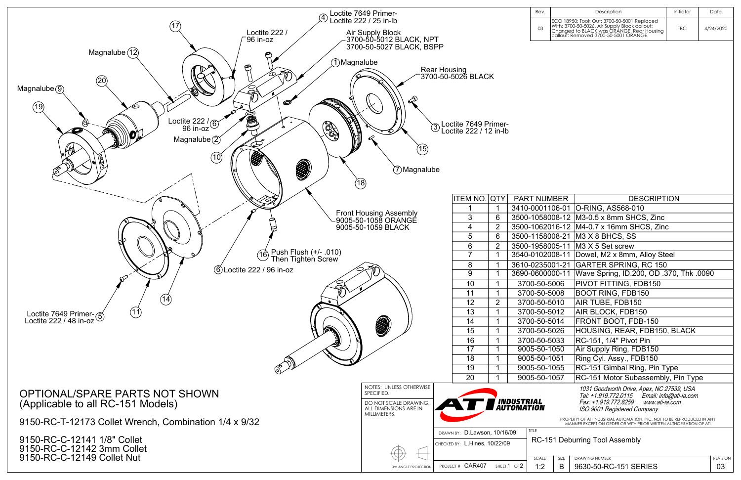| Rev. | Description | Initiator | Date |
|---|---|---|---|
| 03 | ECO 18950: Took Out: 3700-50-5001 Replaced With: 3700-50-5026. Air Supply Block callout: Changed to BLACK was ORANGE. Rear Housing callout: Removed 3700-50-5001 ORANGE. | TBC | 4/24/2020 |

(17)

Magnalube (12)

(20)

Magnalube (9)

(19)

Loctite 222 / 96 in-oz

(4) Loctite 7649 Primer- Loctite 222 / 25 in-lb

Air Supply Block
-3700-50-5012 BLACK, NPT
3700-50-5027 BLACK, BSPP

(1) Magnalube

Rear Housing
3700-50-5026 BLACK

Loctite 222 / (6) 96 in-oz

Magnalube (2)

(3) Loctite 7649 Primer- Loctite 222 / 12 in-lb

(10)

(15)

(7) Magnalube

(18)

Front Housing Assembly
-9005-50-1058 ORANGE
9005-50-1059 BLACK

(16) Push Flush (+/- .010) Then Tighten Screw

(6) Loctite 222 / 96 in-oz

(14)

Loctite 7649 Primer- Loctite 222 / 48 in-oz (5)

(11)

| ITEM NO. | QTY | PART NUMBER | DESCRIPTION |
|---|---|---|---|
| 1 | 1 | 3410-0001106-01 | O-RING, AS568-010 |
| 3 | 6 | 3500-1058008-12 | M3-0.5 x 8mm SHCS, Zinc |
| 4 | 2 | 3500-1062016-12 | M4-0.7 x 16mm SHCS, Zinc |
| 5 | 6 | 3500-1158008-21 | M3 X 8 BHCS, SS |
| 6 | 2 | 3500-1958005-11 | M3 X 5 Set screw |
| 7 | 1 | 3540-0102008-11 | Dowel, M2 x 8mm, Alloy Steel |
| 8 | 1 | 3610-0235001-21 | GARTER SPRING, RC 150 |
| 9 | 1 | 3690-0600000-11 | Wave Spring, ID.200, OD .370, Thk .0090 |
| 10 | 1 | 3700-50-5006 | PIVOT FITTING, FDB150 |
| 11 | 1 | 3700-50-5008 | BOOT RING, FDB150 |
| 12 | 2 | 3700-50-5010 | AIR TUBE, FDB150 |
| 13 | 1 | 3700-50-5012 | AIR BLOCK, FDB150 |
| 14 | 1 | 3700-50-5014 | FRONT BOOT, FDB-150 |
| 15 | 1 | 3700-50-5026 | HOUSING, REAR, FDB150, BLACK |
| 16 | 1 | 3700-50-5033 | RC-151, 1/4" Pivot Pin |
| 17 | 1 | 9005-50-1050 | Air Supply Ring, FDB150 |
| 18 | 1 | 9005-50-1051 | Ring Cyl. Assy., FDB150 |
| 19 | 1 | 9005-50-1055 | RC-151 Gimbal Ring, Pin Type |
| 20 | 1 | 9005-50-1057 | RC-151 Motor Subassembly, Pin Type |

# OPTIONAL/SPARE PARTS NOT SHOWN
(Applicable to all RC-151 Models)

9150-RC-T-12173 Collet Wrench, Combination 1/4 x 9/32

9150-RC-C-12141 1/8" Collet
9150-RC-C-12142 3mm Collet
9150-RC-C-12149 Collet Nut

NOTES: UNLESS OTHERWISE SPECIFIED.

DO NOT SCALE DRAWING. ALL DIMENSIONS ARE IN MILLIMETERS.

3rd ANGLE PROJECTION

ATI INDUSTRIAL AUTOMATION

*1031 Goodworth Drive, Apex, NC 27539, USA*
*Tel: +1.919.772.0115 Email: info@ati-ia.com*
*Fax: +1.919.772.8259 www.ati-ia.com*
*ISO 9001 Registered Company*

PROPERTY OF ATI INDUSTRIAL AUTOMATION, INC. NOT TO BE REPRODUCED IN ANY MANNER EXCEPT ON ORDER OR WITH PRIOR WRITTEN AUTHORIZATION OF ATI.

DRAWN BY: D.Lawson, 10/16/09

CHECKED BY: L.Hines, 10/22/09

PROJECT # CAR407 SHEET 1 OF 2

TITLE: RC-151 Deburring Tool Assembly

| SCALE | SIZE | DRAWING NUMBER | REVISION |
|---|---|---|---|
| 1:2 | B | 9630-50-RC-151 SERIES | 03 |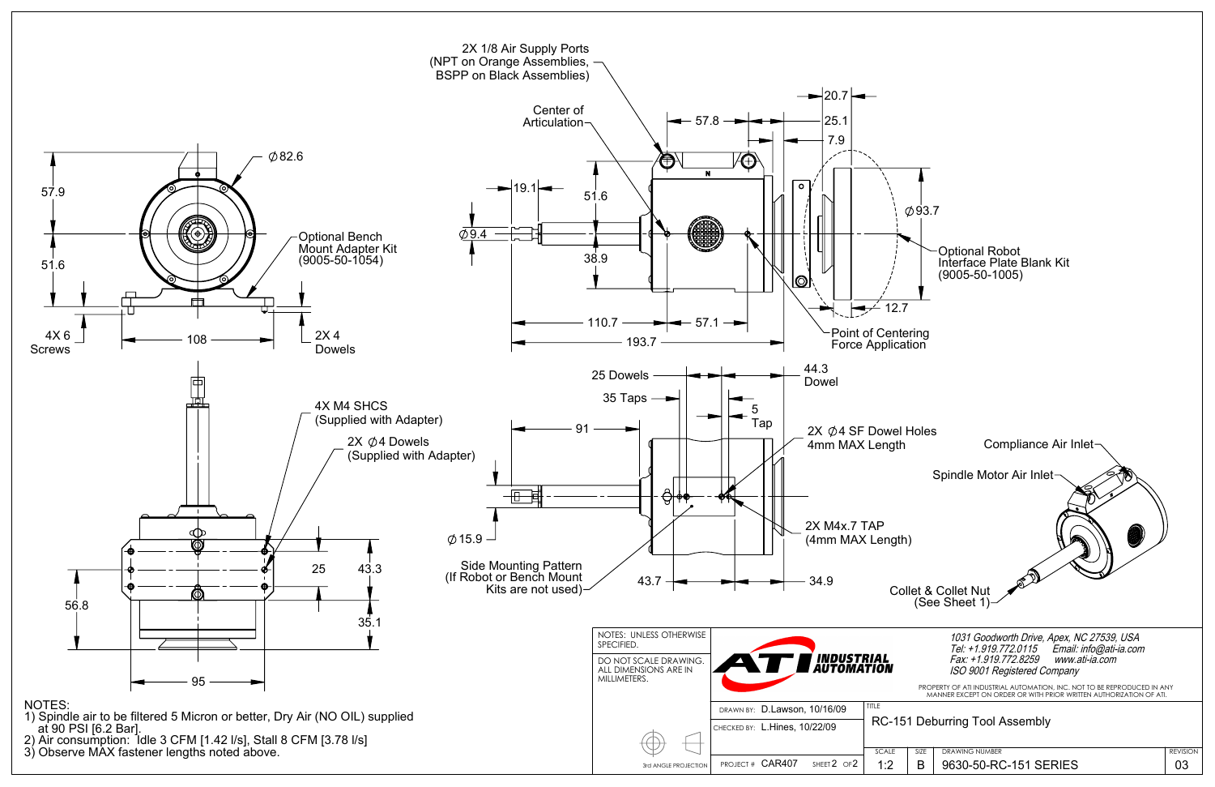2X 1/8 Air Supply Ports
(NPT on Orange Assemblies,
BSPP on Black Assemblies)

Center of
Articulation

57.8

20.7

25.1

7.9

⌀82.6

57.9

51.6

Optional Bench
Mount Adapter Kit
(9005-50-1054)

4X 6
Screws

108

2X 4
Dowels

19.1

51.6

⌀9.4

38.9

⌀93.7

Optional Robot
Interface Plate Blank Kit
(9005-50-1005)

12.7

110.7

57.1

193.7

Point of Centering
Force Application

25 Dowels

44.3
Dowel

35 Taps

5
Tap

91

2X ⌀4 SF Dowel Holes
4mm MAX Length

4X M4 SHCS
(Supplied with Adapter)

2X ⌀4 Dowels
(Supplied with Adapter)

⌀15.9

2X M4x.7 TAP
(4mm MAX Length)

Side Mounting Pattern
(If Robot or Bench Mount
Kits are not used)

43.7

34.9

25

43.3

56.8

35.1

95

Compliance Air Inlet

Spindle Motor Air Inlet

Collet & Collet Nut
(See Sheet 1)

NOTES:
1) Spindle air to be filtered 5 Micron or better, Dry Air (NO OIL) supplied at 90 PSI [6.2 Bar].
2) Air consumption: Idle 3 CFM [1.42 l/s], Stall 8 CFM [3.78 l/s]
3) Observe MAX fastener lengths noted above.

NOTES: UNLESS OTHERWISE SPECIFIED.

DO NOT SCALE DRAWING. ALL DIMENSIONS ARE IN MILLIMETERS.

3rd ANGLE PROJECTION

ATI INDUSTRIAL AUTOMATION

*1031 Goodworth Drive, Apex, NC 27539, USA*
*Tel: +1.919.772.0115 Email: info@ati-ia.com*
*Fax: +1.919.772.8259 www.ati-ia.com*
*ISO 9001 Registered Company*

PROPERTY OF ATI INDUSTRIAL AUTOMATION, INC. NOT TO BE REPRODUCED IN ANY MANNER EXCEPT ON ORDER OR WITH PRIOR WRITTEN AUTHORIZATION OF ATI.

| | |
|---|---|
| DRAWN BY: | D.Lawson, 10/16/09 |
| CHECKED BY: | L.Hines, 10/22/09 |
| PROJECT # | CAR407 |
| SHEET | 2 OF 2 |
| TITLE | RC-151 Deburring Tool Assembly |
| SCALE | 1:2 |
| SIZE | B |
| DRAWING NUMBER | 9630-50-RC-151 SERIES |
| REVISION | 03 |